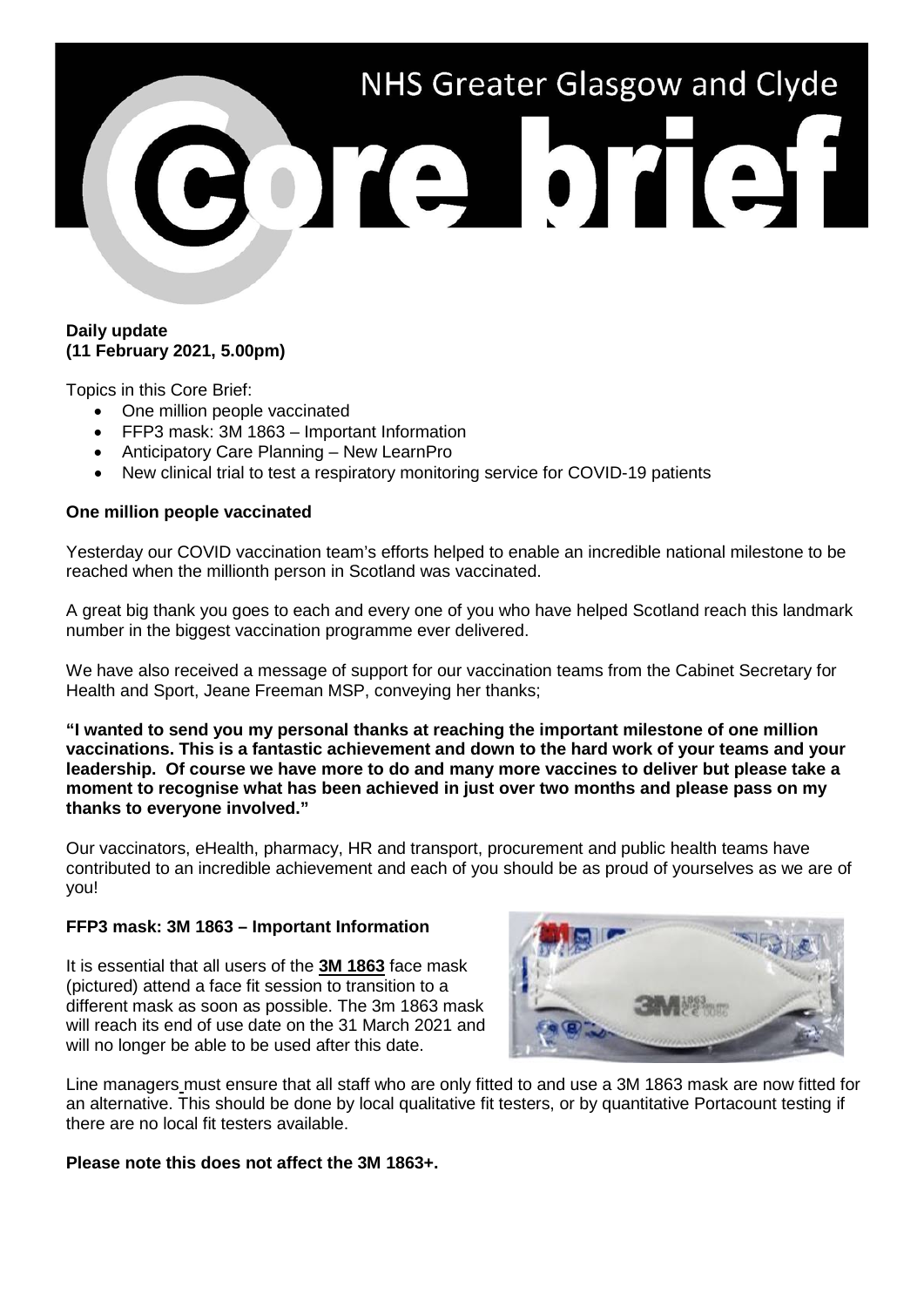# NHS Greater Glasgow and Clyde

# Core brief

**Daily update**
**(11 February 2021, 5.00pm)**

Topics in this Core Brief:

- One million people vaccinated
- FFP3 mask: 3M 1863 – Important Information
- Anticipatory Care Planning – New LearnPro
- New clinical trial to test a respiratory monitoring service for COVID-19 patients

**One million people vaccinated**

Yesterday our COVID vaccination team's efforts helped to enable an incredible national milestone to be reached when the millionth person in Scotland was vaccinated.

A great big thank you goes to each and every one of you who have helped Scotland reach this landmark number in the biggest vaccination programme ever delivered.

We have also received a message of support for our vaccination teams from the Cabinet Secretary for Health and Sport, Jeane Freeman MSP, conveying her thanks;

**"I wanted to send you my personal thanks at reaching the important milestone of one million vaccinations. This is a fantastic achievement and down to the hard work of your teams and your leadership. Of course we have more to do and many more vaccines to deliver but please take a moment to recognise what has been achieved in just over two months and please pass on my thanks to everyone involved."**

Our vaccinators, eHealth, pharmacy, HR and transport, procurement and public health teams have contributed to an incredible achievement and each of you should be as proud of yourselves as we are of you!

**FFP3 mask: 3M 1863 – Important Information**

It is essential that all users of the **3M 1863** face mask (pictured) attend a face fit session to transition to a different mask as soon as possible. The 3m 1863 mask will reach its end of use date on the 31 March 2021 and will no longer be able to be used after this date.

Line managers must ensure that all staff who are only fitted to and use a 3M 1863 mask are now fitted for an alternative. This should be done by local qualitative fit testers, or by quantitative Portacount testing if there are no local fit testers available.

**Please note this does not affect the 3M 1863+.**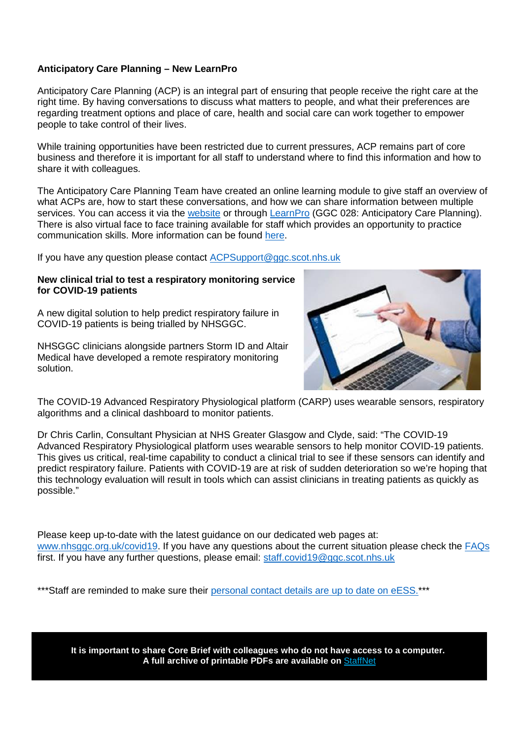**Anticipatory Care Planning – New LearnPro**

Anticipatory Care Planning (ACP) is an integral part of ensuring that people receive the right care at the right time. By having conversations to discuss what matters to people, and what their preferences are regarding treatment options and place of care, health and social care can work together to empower people to take control of their lives.

While training opportunities have been restricted due to current pressures, ACP remains part of core business and therefore it is important for all staff to understand where to find this information and how to share it with colleagues.

The Anticipatory Care Planning Team have created an online learning module to give staff an overview of what ACPs are, how to start these conversations, and how we can share information between multiple services. You can access it via the website or through LearnPro (GGC 028: Anticipatory Care Planning). There is also virtual face to face training available for staff which provides an opportunity to practice communication skills. More information can be found here.

If you have any question please contact ACPSupport@ggc.scot.nhs.uk

**New clinical trial to test a respiratory monitoring service for COVID-19 patients**

A new digital solution to help predict respiratory failure in COVID-19 patients is being trialled by NHSGGC.

NHSGGC clinicians alongside partners Storm ID and Altair Medical have developed a remote respiratory monitoring solution.

The COVID-19 Advanced Respiratory Physiological platform (CARP) uses wearable sensors, respiratory algorithms and a clinical dashboard to monitor patients.

Dr Chris Carlin, Consultant Physician at NHS Greater Glasgow and Clyde, said: "The COVID-19 Advanced Respiratory Physiological platform uses wearable sensors to help monitor COVID-19 patients. This gives us critical, real-time capability to conduct a clinical trial to see if these sensors can identify and predict respiratory failure. Patients with COVID-19 are at risk of sudden deterioration so we're hoping that this technology evaluation will result in tools which can assist clinicians in treating patients as quickly as possible."

Please keep up-to-date with the latest guidance on our dedicated web pages at: www.nhsggc.org.uk/covid19. If you have any questions about the current situation please check the FAQs first. If you have any further questions, please email: staff.covid19@ggc.scot.nhs.uk

***Staff are reminded to make sure their personal contact details are up to date on eESS.***

**It is important to share Core Brief with colleagues who do not have access to a computer.**
**A full archive of printable PDFs are available on StaffNet**